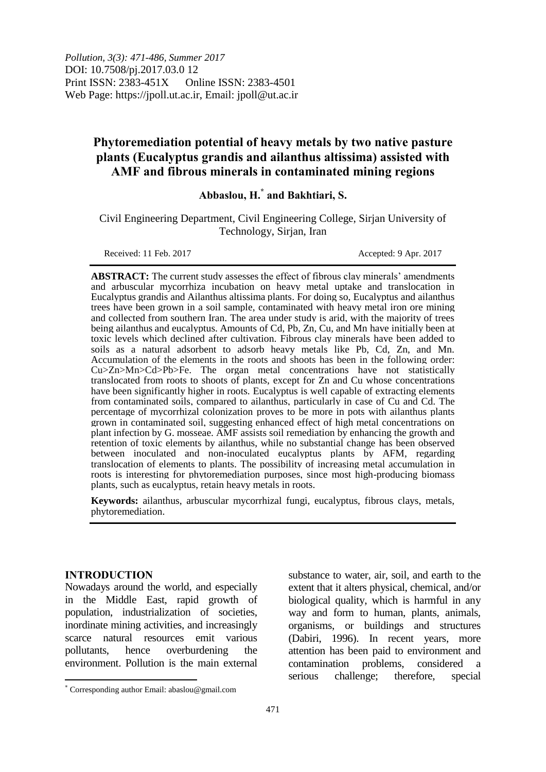*Pollution, 3(3): 471-486, Summer 2017*
DOI: 10.7508/pj.2017.03.0 12
Print ISSN: 2383-451X    Online ISSN: 2383-4501
Web Page: https://jpoll.ut.ac.ir, Email: jpoll@ut.ac.ir

# Phytoremediation potential of heavy metals by two native pasture plants (Eucalyptus grandis and ailanthus altissima) assisted with AMF and fibrous minerals in contaminated mining regions

**Abbaslou, H.[*] and Bakhtiari, S.**

Civil Engineering Department, Civil Engineering College, Sirjan University of Technology, Sirjan, Iran

Received: 11 Feb. 2017    Accepted: 9 Apr. 2017

**ABSTRACT:** The current study assesses the effect of fibrous clay minerals' amendments and arbuscular mycorrhiza incubation on heavy metal uptake and translocation in Eucalyptus grandis and Ailanthus altissima plants. For doing so, Eucalyptus and ailanthus trees have been grown in a soil sample, contaminated with heavy metal iron ore mining and collected from southern Iran. The area under study is arid, with the majority of trees being ailanthus and eucalyptus. Amounts of Cd, Pb, Zn, Cu, and Mn have initially been at toxic levels which declined after cultivation. Fibrous clay minerals have been added to soils as a natural adsorbent to adsorb heavy metals like Pb, Cd, Zn, and Mn. Accumulation of the elements in the roots and shoots has been in the following order: Cu>Zn>Mn>Cd>Pb>Fe. The organ metal concentrations have not statistically translocated from roots to shoots of plants, except for Zn and Cu whose concentrations have been significantly higher in roots. Eucalyptus is well capable of extracting elements from contaminated soils, compared to ailanthus, particularly in case of Cu and Cd. The percentage of mycorrhizal colonization proves to be more in pots with ailanthus plants grown in contaminated soil, suggesting enhanced effect of high metal concentrations on plant infection by G. mosseae. AMF assists soil remediation by enhancing the growth and retention of toxic elements by ailanthus, while no substantial change has been observed between inoculated and non-inoculated eucalyptus plants by AFM, regarding translocation of elements to plants. The possibility of increasing metal accumulation in roots is interesting for phytoremediation purposes, since most high-producing biomass plants, such as eucalyptus, retain heavy metals in roots.

**Keywords:** ailanthus, arbuscular mycorrhizal fungi, eucalyptus, fibrous clays, metals, phytoremediation.

## INTRODUCTION

Nowadays around the world, and especially in the Middle East, rapid growth of population, industrialization of societies, inordinate mining activities, and increasingly scarce natural resources emit various pollutants, hence overburdening the environment. Pollution is the main external substance to water, air, soil, and earth to the extent that it alters physical, chemical, and/or biological quality, which is harmful in any way and form to human, plants, animals, organisms, or buildings and structures (Dabiri, 1996). In recent years, more attention has been paid to environment and contamination problems, considered a serious challenge; therefore, special

[*] Corresponding author Email: abaslou@gmail.com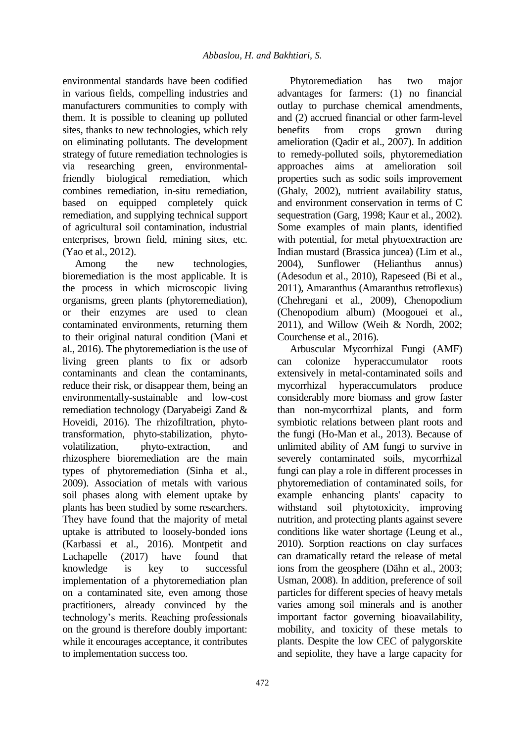environmental standards have been codified in various fields, compelling industries and manufacturers communities to comply with them. It is possible to cleaning up polluted sites, thanks to new technologies, which rely on eliminating pollutants. The development strategy of future remediation technologies is via researching green, environmental-friendly biological remediation, which combines remediation, in-situ remediation, based on equipped completely quick remediation, and supplying technical support of agricultural soil contamination, industrial enterprises, brown field, mining sites, etc. (Yao et al., 2012).

Among the new technologies, bioremediation is the most applicable. It is the process in which microscopic living organisms, green plants (phytoremediation), or their enzymes are used to clean contaminated environments, returning them to their original natural condition (Mani et al., 2016). The phytoremediation is the use of living green plants to fix or adsorb contaminants and clean the contaminants, reduce their risk, or disappear them, being an environmentally-sustainable and low-cost remediation technology (Daryabeigi Zand & Hoveidi, 2016). The rhizofiltration, phyto-transformation, phyto-stabilization, phyto-volatilization, phyto-extraction, and rhizosphere bioremediation are the main types of phytoremediation (Sinha et al., 2009). Association of metals with various soil phases along with element uptake by plants has been studied by some researchers. They have found that the majority of metal uptake is attributed to loosely-bonded ions (Karbassi et al., 2016). Montpetit and Lachapelle (2017) have found that knowledge is key to successful implementation of a phytoremediation plan on a contaminated site, even among those practitioners, already convinced by the technology's merits. Reaching professionals on the ground is therefore doubly important: while it encourages acceptance, it contributes to implementation success too.

Phytoremediation has two major advantages for farmers: (1) no financial outlay to purchase chemical amendments, and (2) accrued financial or other farm-level benefits from crops grown during amelioration (Qadir et al., 2007). In addition to remedy-polluted soils, phytoremediation approaches aims at amelioration soil properties such as sodic soils improvement (Ghaly, 2002), nutrient availability status, and environment conservation in terms of C sequestration (Garg, 1998; Kaur et al., 2002). Some examples of main plants, identified with potential, for metal phytoextraction are Indian mustard (Brassica juncea) (Lim et al., 2004), Sunflower (Helianthus annus) (Adesodun et al., 2010), Rapeseed (Bi et al., 2011), Amaranthus (Amaranthus retroflexus) (Chehregani et al., 2009), Chenopodium (Chenopodium album) (Moogouei et al., 2011), and Willow (Weih & Nordh, 2002; Courchense et al., 2016).

Arbuscular Mycorrhizal Fungi (AMF) can colonize hyperaccumulator roots extensively in metal-contaminated soils and mycorrhizal hyperaccumulators produce considerably more biomass and grow faster than non-mycorrhizal plants, and form symbiotic relations between plant roots and the fungi (Ho-Man et al., 2013). Because of unlimited ability of AM fungi to survive in severely contaminated soils, mycorrhizal fungi can play a role in different processes in phytoremediation of contaminated soils, for example enhancing plants' capacity to withstand soil phytotoxicity, improving nutrition, and protecting plants against severe conditions like water shortage (Leung et al., 2010). Sorption reactions on clay surfaces can dramatically retard the release of metal ions from the geosphere (Dähn et al., 2003; Usman, 2008). In addition, preference of soil particles for different species of heavy metals varies among soil minerals and is another important factor governing bioavailability, mobility, and toxicity of these metals to plants. Despite the low CEC of palygorskite and sepiolite, they have a large capacity for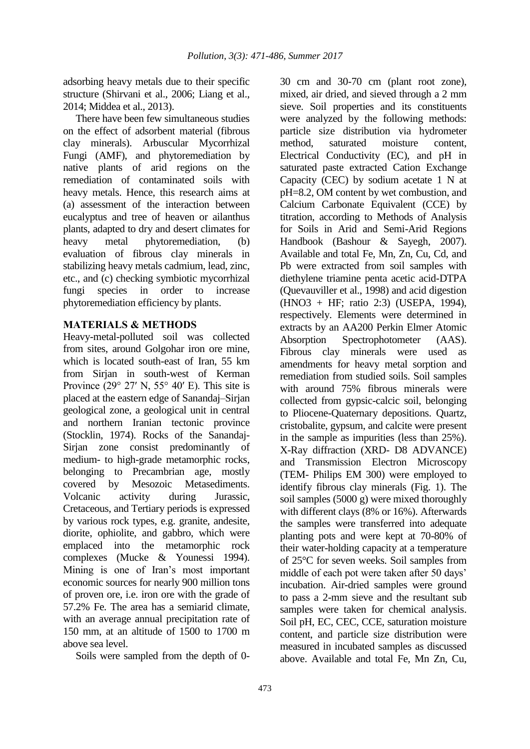adsorbing heavy metals due to their specific structure (Shirvani et al., 2006; Liang et al., 2014; Middea et al., 2013).

There have been few simultaneous studies on the effect of adsorbent material (fibrous clay minerals). Arbuscular Mycorrhizal Fungi (AMF), and phytoremediation by native plants of arid regions on the remediation of contaminated soils with heavy metals. Hence, this research aims at (a) assessment of the interaction between eucalyptus and tree of heaven or ailanthus plants, adapted to dry and desert climates for heavy metal phytoremediation, (b) evaluation of fibrous clay minerals in stabilizing heavy metals cadmium, lead, zinc, etc., and (c) checking symbiotic mycorrhizal fungi species in order to increase phytoremediation efficiency by plants.

## MATERIALS & METHODS

Heavy-metal-polluted soil was collected from sites, around Golgohar iron ore mine, which is located south-east of Iran, 55 km from Sirjan in south-west of Kerman Province (29° 27′ N, 55° 40′ E). This site is placed at the eastern edge of Sanandaj–Sirjan geological zone, a geological unit in central and northern Iranian tectonic province (Stocklin, 1974). Rocks of the Sanandaj-Sirjan zone consist predominantly of medium- to high-grade metamorphic rocks, belonging to Precambrian age, mostly covered by Mesozoic Metasediments. Volcanic activity during Jurassic, Cretaceous, and Tertiary periods is expressed by various rock types, e.g. granite, andesite, diorite, ophiolite, and gabbro, which were emplaced into the metamorphic rock complexes (Mucke & Younessi 1994). Mining is one of Iran's most important economic sources for nearly 900 million tons of proven ore, i.e. iron ore with the grade of 57.2% Fe. The area has a semiarid climate, with an average annual precipitation rate of 150 mm, at an altitude of 1500 to 1700 m above sea level.

Soils were sampled from the depth of 0-30 cm and 30-70 cm (plant root zone), mixed, air dried, and sieved through a 2 mm sieve. Soil properties and its constituents were analyzed by the following methods: particle size distribution via hydrometer method, saturated moisture content, Electrical Conductivity (EC), and pH in saturated paste extracted Cation Exchange Capacity (CEC) by sodium acetate 1 N at pH=8.2, OM content by wet combustion, and Calcium Carbonate Equivalent (CCE) by titration, according to Methods of Analysis for Soils in Arid and Semi-Arid Regions Handbook (Bashour & Sayegh, 2007). Available and total Fe, Mn, Zn, Cu, Cd, and Pb were extracted from soil samples with diethylene triamine penta acetic acid-DTPA (Quevauviller et al., 1998) and acid digestion ($HNO_3$ + HF; ratio 2:3) (USEPA, 1994), respectively. Elements were determined in extracts by an AA200 Perkin Elmer Atomic Absorption Spectrophotometer (AAS). Fibrous clay minerals were used as amendments for heavy metal sorption and remediation from studied soils. Soil samples with around 75% fibrous minerals were collected from gypsic-calcic soil, belonging to Pliocene-Quaternary depositions. Quartz, cristobalite, gypsum, and calcite were present in the sample as impurities (less than 25%). X-Ray diffraction (XRD- D8 ADVANCE) and Transmission Electron Microscopy (TEM- Philips EM 300) were employed to identify fibrous clay minerals (Fig. 1). The soil samples (5000 g) were mixed thoroughly with different clays (8% or 16%). Afterwards the samples were transferred into adequate planting pots and were kept at 70-80% of their water-holding capacity at a temperature of 25°C for seven weeks. Soil samples from middle of each pot were taken after 50 days' incubation. Air-dried samples were ground to pass a 2-mm sieve and the resultant sub samples were taken for chemical analysis. Soil pH, EC, CEC, CCE, saturation moisture content, and particle size distribution were measured in incubated samples as discussed above. Available and total Fe, Mn Zn, Cu,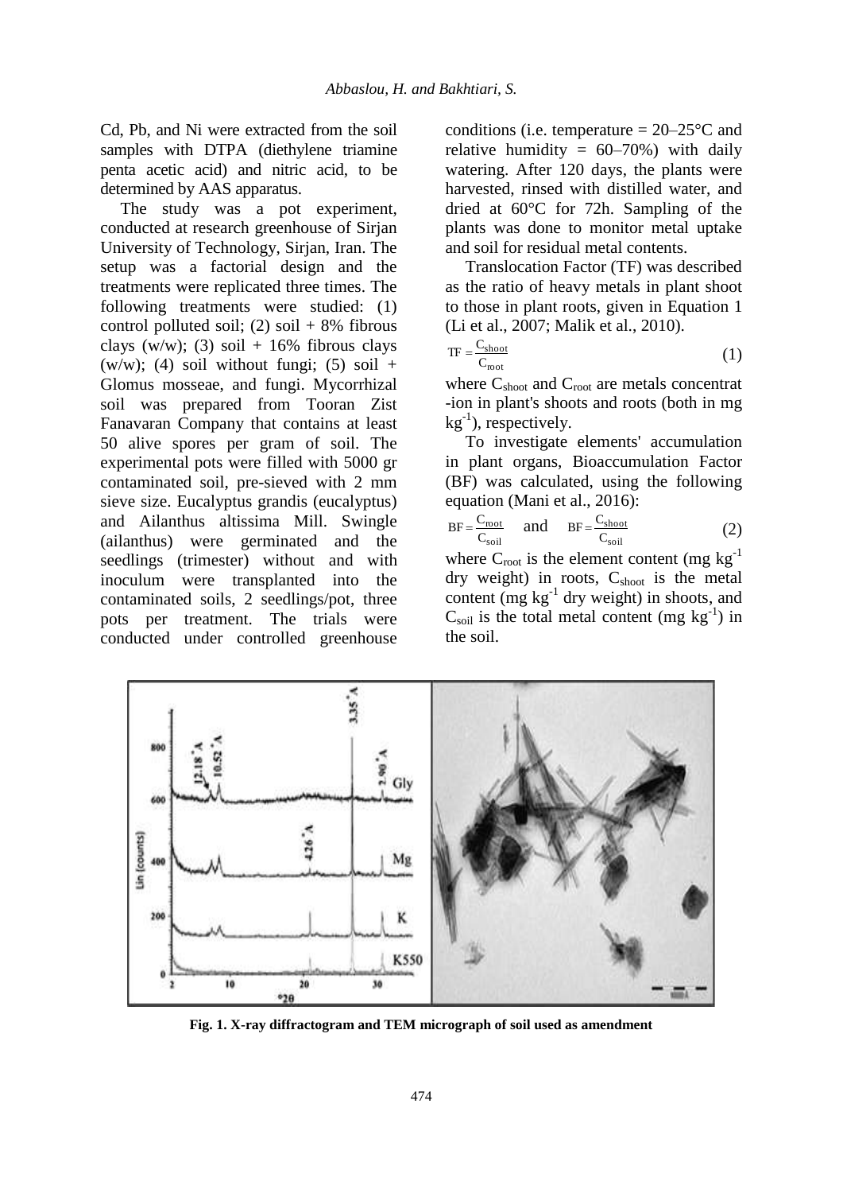Cd, Pb, and Ni were extracted from the soil samples with DTPA (diethylene triamine penta acetic acid) and nitric acid, to be determined by AAS apparatus.

The study was a pot experiment, conducted at research greenhouse of Sirjan University of Technology, Sirjan, Iran. The setup was a factorial design and the treatments were replicated three times. The following treatments were studied: (1) control polluted soil; (2) soil + 8% fibrous clays (w/w); (3) soil + 16% fibrous clays (w/w); (4) soil without fungi; (5) soil + Glomus mosseae, and fungi. Mycorrhizal soil was prepared from Tooran Zist Fanavaran Company that contains at least 50 alive spores per gram of soil. The experimental pots were filled with 5000 gr contaminated soil, pre-sieved with 2 mm sieve size. Eucalyptus grandis (eucalyptus) and Ailanthus altissima Mill. Swingle (ailanthus) were germinated and the seedlings (trimester) without and with inoculum were transplanted into the contaminated soils, 2 seedlings/pot, three pots per treatment. The trials were conducted under controlled greenhouse conditions (i.e. temperature = 20–25°C and relative humidity = 60–70%) with daily watering. After 120 days, the plants were harvested, rinsed with distilled water, and dried at 60°C for 72h. Sampling of the plants was done to monitor metal uptake and soil for residual metal contents.

Translocation Factor (TF) was described as the ratio of heavy metals in plant shoot to those in plant roots, given in Equation 1 (Li et al., 2007; Malik et al., 2010).

$$TF = \frac{C_{shoot}}{C_{root}} \tag{1}$$

where $C_{shoot}$ and $C_{root}$ are metals concentrat -ion in plant's shoots and roots (both in mg $kg^{-1}$), respectively.

To investigate elements' accumulation in plant organs, Bioaccumulation Factor (BF) was calculated, using the following equation (Mani et al., 2016):

$$BF = \frac{C_{root}}{C_{soil}} \quad \text{and} \quad BF = \frac{C_{shoot}}{C_{soil}} \tag{2}$$

where $C_{root}$ is the element content (mg $kg^{-1}$ dry weight) in roots, $C_{shoot}$ is the metal content (mg $kg^{-1}$ dry weight) in shoots, and $C_{soil}$ is the total metal content (mg $kg^{-1}$) in the soil.

**Fig. 1. X-ray diffractogram and TEM micrograph of soil used as amendment**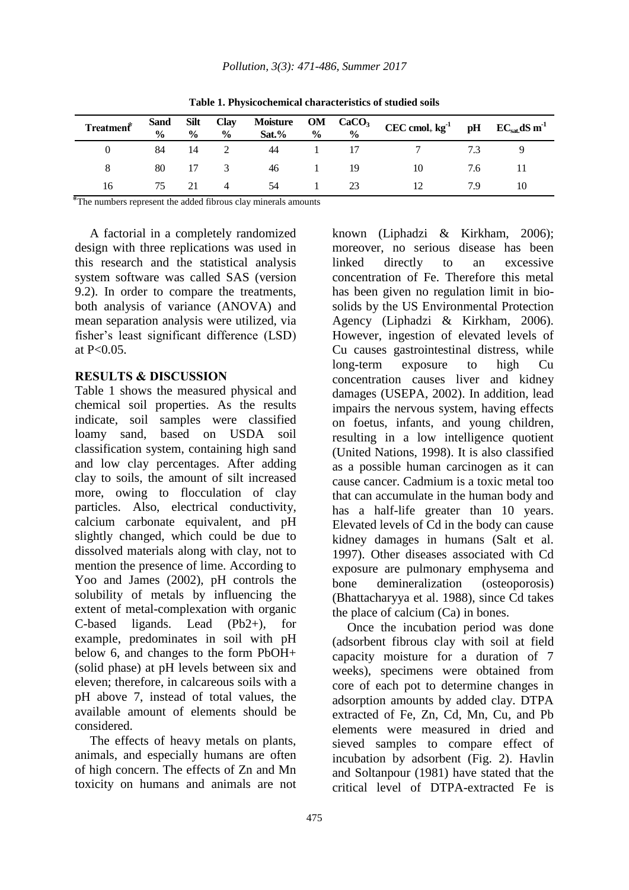**Table 1. Physicochemical characteristics of studied soils**

| Treatment* | Sand % | Silt % | Clay % | Moisture Sat.% | OM % | $CaCO_3$ % | CEC $cmol_+ kg^{-1}$ | pH | $EC_{sat.} dS m^{-1}$ |
|---|---|---|---|---|---|---|---|---|---|
| 0 | 84 | 14 | 2 | 44 | 1 | 17 | 7 | 7.3 | 9 |
| 8 | 80 | 17 | 3 | 46 | 1 | 19 | 10 | 7.6 | 11 |
| 16 | 75 | 21 | 4 | 54 | 1 | 23 | 12 | 7.9 | 10 |

*The numbers represent the added fibrous clay minerals amounts

A factorial in a completely randomized design with three replications was used in this research and the statistical analysis system software was called SAS (version 9.2). In order to compare the treatments, both analysis of variance (ANOVA) and mean separation analysis were utilized, via fisher's least significant difference (LSD) at $P<0.05$.

## RESULTS & DISCUSSION

Table 1 shows the measured physical and chemical soil properties. As the results indicate, soil samples were classified loamy sand, based on USDA soil classification system, containing high sand and low clay percentages. After adding clay to soils, the amount of silt increased more, owing to flocculation of clay particles. Also, electrical conductivity, calcium carbonate equivalent, and pH slightly changed, which could be due to dissolved materials along with clay, not to mention the presence of lime. According to Yoo and James (2002), pH controls the solubility of metals by influencing the extent of metal-complexation with organic C-based ligands. Lead ($Pb^{2+}$), for example, predominates in soil with pH below 6, and changes to the form $PbOH^+$ (solid phase) at pH levels between six and eleven; therefore, in calcareous soils with a pH above 7, instead of total values, the available amount of elements should be considered.

The effects of heavy metals on plants, animals, and especially humans are often of high concern. The effects of Zn and Mn toxicity on humans and animals are not known (Liphadzi & Kirkham, 2006); moreover, no serious disease has been linked directly to an excessive concentration of Fe. Therefore this metal has been given no regulation limit in bio-solids by the US Environmental Protection Agency (Liphadzi & Kirkham, 2006). However, ingestion of elevated levels of Cu causes gastrointestinal distress, while long-term exposure to high Cu concentration causes liver and kidney damages (USEPA, 2002). In addition, lead impairs the nervous system, having effects on foetus, infants, and young children, resulting in a low intelligence quotient (United Nations, 1998). It is also classified as a possible human carcinogen as it can cause cancer. Cadmium is a toxic metal too that can accumulate in the human body and has a half-life greater than 10 years. Elevated levels of Cd in the body can cause kidney damages in humans (Salt et al. 1997). Other diseases associated with Cd exposure are pulmonary emphysema and bone demineralization (osteoporosis) (Bhattacharyya et al. 1988), since Cd takes the place of calcium (Ca) in bones.

Once the incubation period was done (adsorbent fibrous clay with soil at field capacity moisture for a duration of 7 weeks), specimens were obtained from core of each pot to determine changes in adsorption amounts by added clay. DTPA extracted of Fe, Zn, Cd, Mn, Cu, and Pb elements were measured in dried and sieved samples to compare effect of incubation by adsorbent (Fig. 2). Havlin and Soltanpour (1981) have stated that the critical level of DTPA-extracted Fe is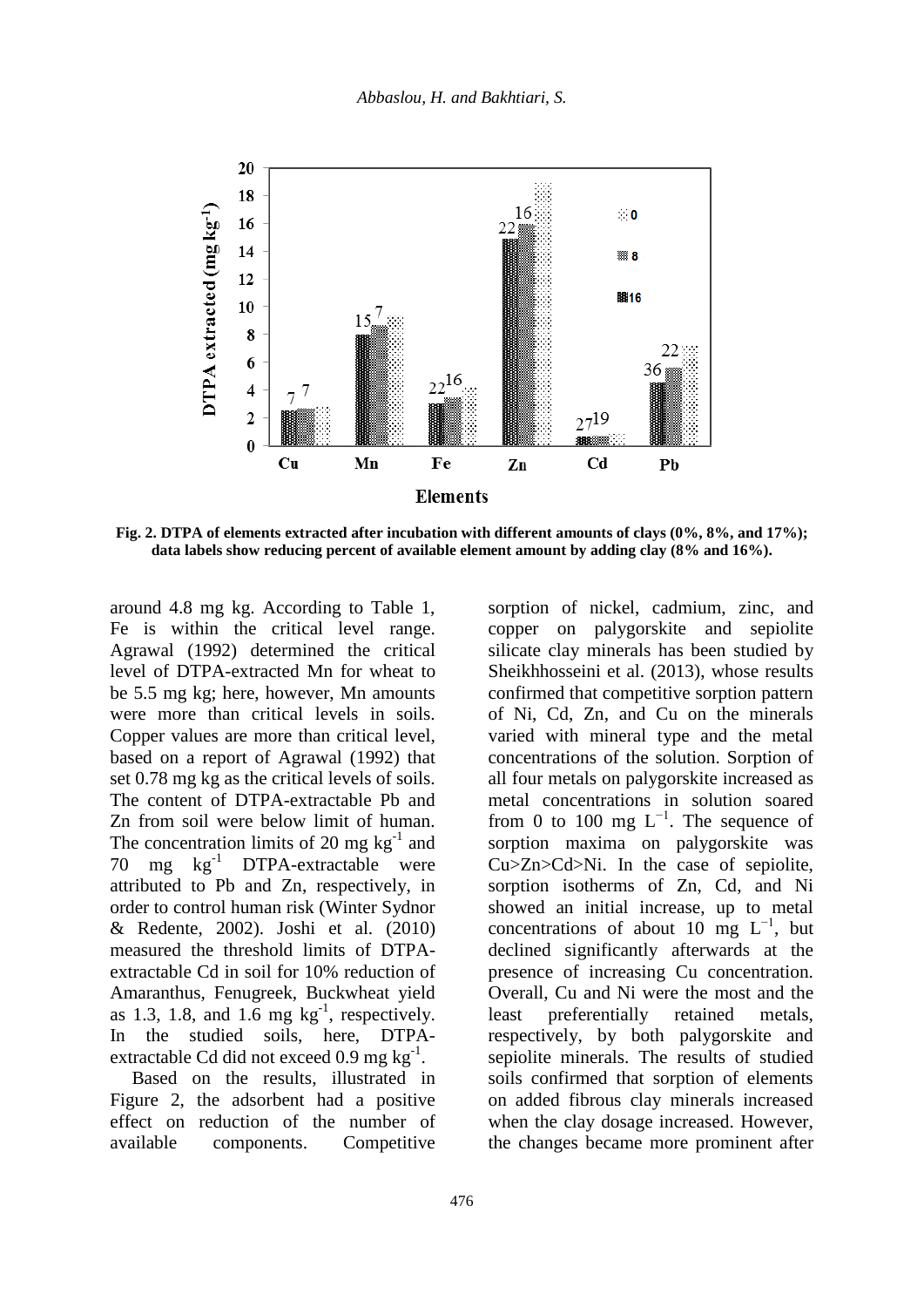**Fig. 2. DTPA of elements extracted after incubation with different amounts of clays (0%, 8%, and 17%); data labels show reducing percent of available element amount by adding clay (8% and 16%).**

around 4.8 mg kg. According to Table 1, Fe is within the critical level range. Agrawal (1992) determined the critical level of DTPA-extracted Mn for wheat to be 5.5 mg kg; here, however, Mn amounts were more than critical levels in soils. Copper values are more than critical level, based on a report of Agrawal (1992) that set 0.78 mg kg as the critical levels of soils. The content of DTPA-extractable Pb and Zn from soil were below limit of human. The concentration limits of 20 mg $kg^{-1}$ and 70 mg $kg^{-1}$ DTPA-extractable were attributed to Pb and Zn, respectively, in order to control human risk (Winter Sydnor & Redente, 2002). Joshi et al. (2010) measured the threshold limits of DTPA-extractable Cd in soil for 10% reduction of Amaranthus, Fenugreek, Buckwheat yield as 1.3, 1.8, and 1.6 mg $kg^{-1}$, respectively. In the studied soils, here, DTPA-extractable Cd did not exceed 0.9 mg $kg^{-1}$.

Based on the results, illustrated in Figure 2, the adsorbent had a positive effect on reduction of the number of available components. Competitive sorption of nickel, cadmium, zinc, and copper on palygorskite and sepiolite silicate clay minerals has been studied by Sheikhhosseini et al. (2013), whose results confirmed that competitive sorption pattern of Ni, Cd, Zn, and Cu on the minerals varied with mineral type and the metal concentrations of the solution. Sorption of all four metals on palygorskite increased as metal concentrations in solution soared from 0 to 100 mg $L^{-1}$. The sequence of sorption maxima on palygorskite was Cu>Zn>Cd>Ni. In the case of sepiolite, sorption isotherms of Zn, Cd, and Ni showed an initial increase, up to metal concentrations of about 10 mg $L^{-1}$, but declined significantly afterwards at the presence of increasing Cu concentration. Overall, Cu and Ni were the most and the least preferentially retained metals, respectively, by both palygorskite and sepiolite minerals. The results of studied soils confirmed that sorption of elements on added fibrous clay minerals increased when the clay dosage increased. However, the changes became more prominent after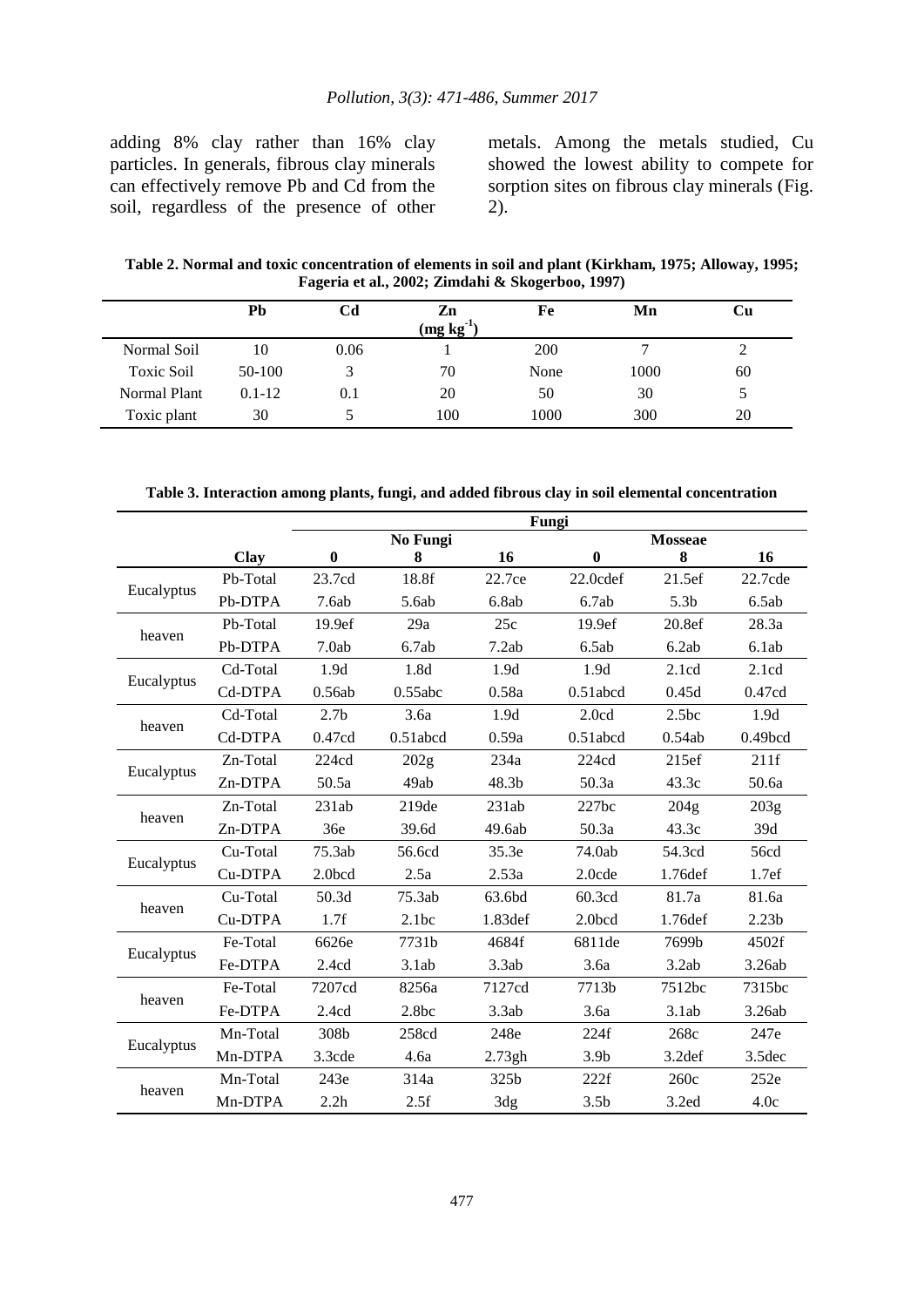adding 8% clay rather than 16% clay particles. In generals, fibrous clay minerals can effectively remove Pb and Cd from the soil, regardless of the presence of other metals. Among the metals studied, Cu showed the lowest ability to compete for sorption sites on fibrous clay minerals (Fig. 2).

**Table 2. Normal and toxic concentration of elements in soil and plant (Kirkham, 1975; Alloway, 1995; Fageria et al., 2002; Zimdahi & Skogerboo, 1997)**

| | Pb | Cd | Zn ($mg\ kg^{-1}$) | Fe | Mn | Cu |
|---|---|---|---|---|---|---|
| Normal Soil | 10 | 0.06 | 1 | 200 | 7 | 2 |
| Toxic Soil | 50-100 | 3 | 70 | None | 1000 | 60 |
| Normal Plant | 0.1-12 | 0.1 | 20 | 50 | 30 | 5 |
| Toxic plant | 30 | 5 | 100 | 1000 | 300 | 20 |

**Table 3. Interaction among plants, fungi, and added fibrous clay in soil elemental concentration**

| | | Fungi | | | | | |
|---|---|---|---|---|---|---|---|
| | | No Fungi | | | Mosseae | | |
| | Clay | 0 | 8 | 16 | 0 | 8 | 16 |
| Eucalyptus | Pb-Total | 23.7cd | 18.8f | 22.7ce | 22.0cdef | 21.5ef | 22.7cde |
| | Pb-DTPA | 7.6ab | 5.6ab | 6.8ab | 6.7ab | 5.3b | 6.5ab |
| heaven | Pb-Total | 19.9ef | 29a | 25c | 19.9ef | 20.8ef | 28.3a |
| | Pb-DTPA | 7.0ab | 6.7ab | 7.2ab | 6.5ab | 6.2ab | 6.1ab |
| Eucalyptus | Cd-Total | 1.9d | 1.8d | 1.9d | 1.9d | 2.1cd | 2.1cd |
| | Cd-DTPA | 0.56ab | 0.55abc | 0.58a | 0.51abcd | 0.45d | 0.47cd |
| heaven | Cd-Total | 2.7b | 3.6a | 1.9d | 2.0cd | 2.5bc | 1.9d |
| | Cd-DTPA | 0.47cd | 0.51abcd | 0.59a | 0.51abcd | 0.54ab | 0.49bcd |
| Eucalyptus | Zn-Total | 224cd | 202g | 234a | 224cd | 215ef | 211f |
| | Zn-DTPA | 50.5a | 49ab | 48.3b | 50.3a | 43.3c | 50.6a |
| heaven | Zn-Total | 231ab | 219de | 231ab | 227bc | 204g | 203g |
| | Zn-DTPA | 36e | 39.6d | 49.6ab | 50.3a | 43.3c | 39d |
| Eucalyptus | Cu-Total | 75.3ab | 56.6cd | 35.3e | 74.0ab | 54.3cd | 56cd |
| | Cu-DTPA | 2.0bcd | 2.5a | 2.53a | 2.0cde | 1.76def | 1.7ef |
| heaven | Cu-Total | 50.3d | 75.3ab | 63.6bd | 60.3cd | 81.7a | 81.6a |
| | Cu-DTPA | 1.7f | 2.1bc | 1.83def | 2.0bcd | 1.76def | 2.23b |
| Eucalyptus | Fe-Total | 6626e | 7731b | 4684f | 6811de | 7699b | 4502f |
| | Fe-DTPA | 2.4cd | 3.1ab | 3.3ab | 3.6a | 3.2ab | 3.26ab |
| heaven | Fe-Total | 7207cd | 8256a | 7127cd | 7713b | 7512bc | 7315bc |
| | Fe-DTPA | 2.4cd | 2.8bc | 3.3ab | 3.6a | 3.1ab | 3.26ab |
| Eucalyptus | Mn-Total | 308b | 258cd | 248e | 224f | 268c | 247e |
| | Mn-DTPA | 3.3cde | 4.6a | 2.73gh | 3.9b | 3.2def | 3.5dec |
| heaven | Mn-Total | 243e | 314a | 325b | 222f | 260c | 252e |
| | Mn-DTPA | 2.2h | 2.5f | 3dg | 3.5b | 3.2ed | 4.0c |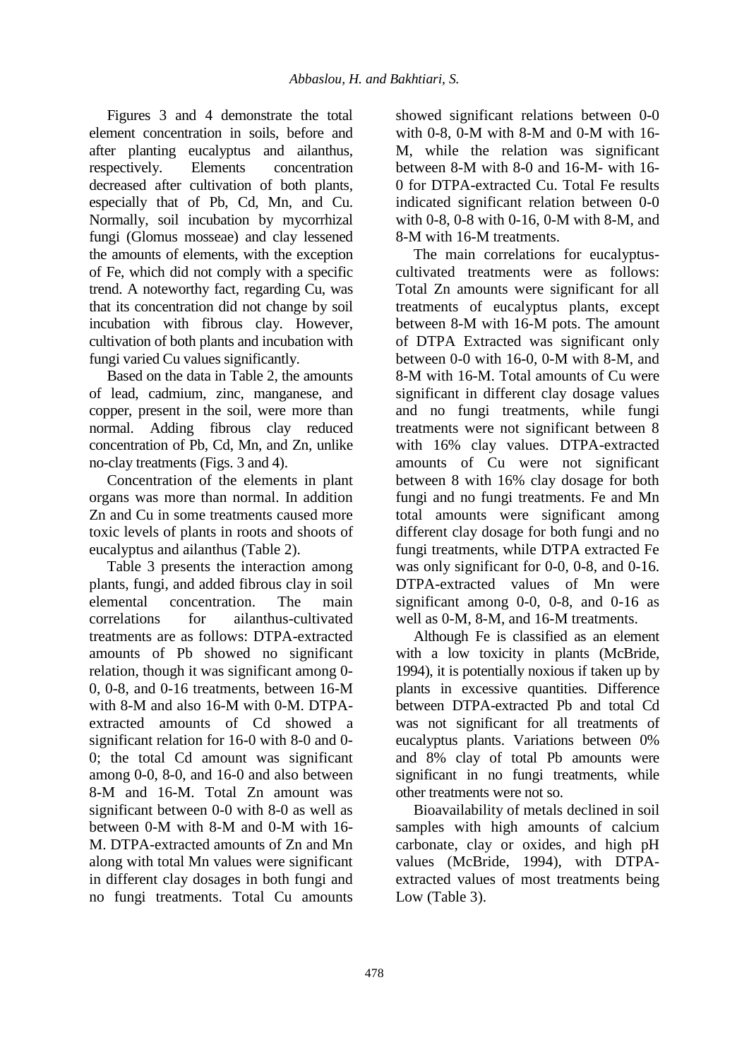Figures 3 and 4 demonstrate the total element concentration in soils, before and after planting eucalyptus and ailanthus, respectively. Elements concentration decreased after cultivation of both plants, especially that of Pb, Cd, Mn, and Cu. Normally, soil incubation by mycorrhizal fungi (Glomus mosseae) and clay lessened the amounts of elements, with the exception of Fe, which did not comply with a specific trend. A noteworthy fact, regarding Cu, was that its concentration did not change by soil incubation with fibrous clay. However, cultivation of both plants and incubation with fungi varied Cu values significantly.

Based on the data in Table 2, the amounts of lead, cadmium, zinc, manganese, and copper, present in the soil, were more than normal. Adding fibrous clay reduced concentration of Pb, Cd, Mn, and Zn, unlike no-clay treatments (Figs. 3 and 4).

Concentration of the elements in plant organs was more than normal. In addition Zn and Cu in some treatments caused more toxic levels of plants in roots and shoots of eucalyptus and ailanthus (Table 2).

Table 3 presents the interaction among plants, fungi, and added fibrous clay in soil elemental concentration. The main correlations for ailanthus-cultivated treatments are as follows: DTPA-extracted amounts of Pb showed no significant relation, though it was significant among 0-0, 0-8, and 0-16 treatments, between 16-M with 8-M and also 16-M with 0-M. DTPA-extracted amounts of Cd showed a significant relation for 16-0 with 8-0 and 0-0; the total Cd amount was significant among 0-0, 8-0, and 16-0 and also between 8-M and 16-M. Total Zn amount was significant between 0-0 with 8-0 as well as between 0-M with 8-M and 0-M with 16-M. DTPA-extracted amounts of Zn and Mn along with total Mn values were significant in different clay dosages in both fungi and no fungi treatments. Total Cu amounts showed significant relations between 0-0 with 0-8, 0-M with 8-M and 0-M with 16-M, while the relation was significant between 8-M with 8-0 and 16-M- with 16-0 for DTPA-extracted Cu. Total Fe results indicated significant relation between 0-0 with 0-8, 0-8 with 0-16, 0-M with 8-M, and 8-M with 16-M treatments.

The main correlations for eucalyptus-cultivated treatments were as follows: Total Zn amounts were significant for all treatments of eucalyptus plants, except between 8-M with 16-M pots. The amount of DTPA Extracted was significant only between 0-0 with 16-0, 0-M with 8-M, and 8-M with 16-M. Total amounts of Cu were significant in different clay dosage values and no fungi treatments, while fungi treatments were not significant between 8 with 16% clay values. DTPA-extracted amounts of Cu were not significant between 8 with 16% clay dosage for both fungi and no fungi treatments. Fe and Mn total amounts were significant among different clay dosage for both fungi and no fungi treatments, while DTPA extracted Fe was only significant for 0-0, 0-8, and 0-16. DTPA-extracted values of Mn were significant among 0-0, 0-8, and 0-16 as well as 0-M, 8-M, and 16-M treatments.

Although Fe is classified as an element with a low toxicity in plants (McBride, 1994), it is potentially noxious if taken up by plants in excessive quantities. Difference between DTPA-extracted Pb and total Cd was not significant for all treatments of eucalyptus plants. Variations between 0% and 8% clay of total Pb amounts were significant in no fungi treatments, while other treatments were not so.

Bioavailability of metals declined in soil samples with high amounts of calcium carbonate, clay or oxides, and high pH values (McBride, 1994), with DTPA-extracted values of most treatments being Low (Table 3).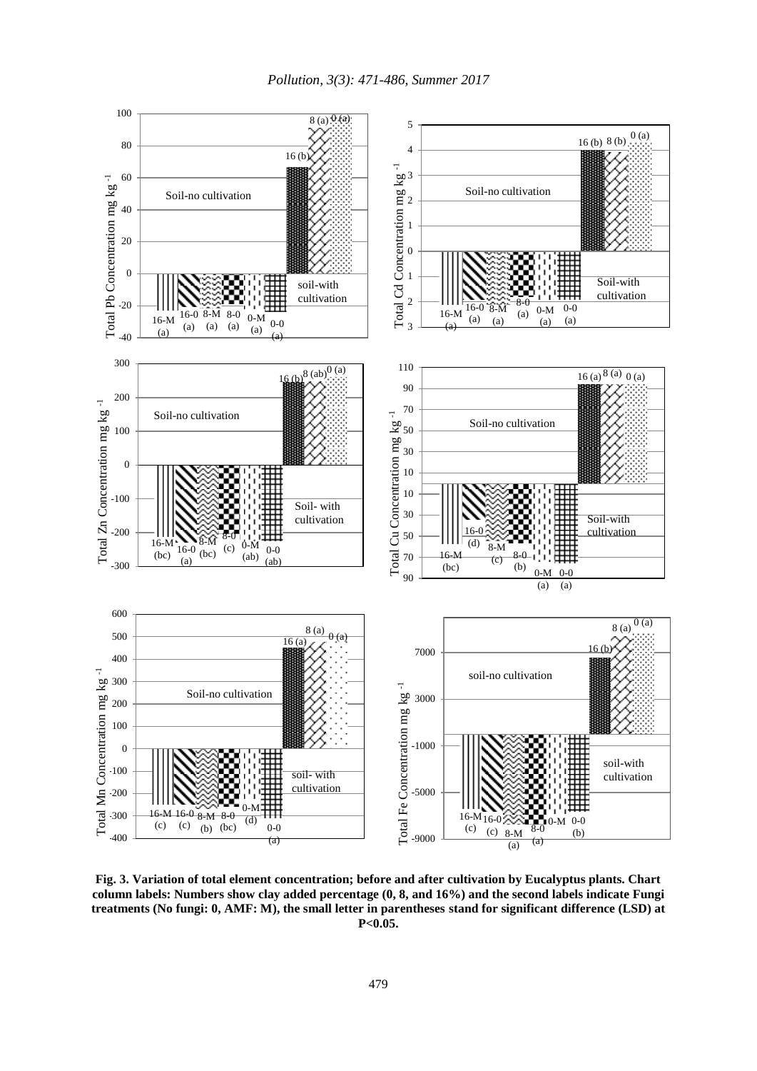**Fig. 3. Variation of total element concentration; before and after cultivation by Eucalyptus plants. Chart column labels: Numbers show clay added percentage (0, 8, and 16%) and the second labels indicate Fungi treatments (No fungi: 0, AMF: M), the small letter in parentheses stand for significant difference (LSD) at P<0.05.**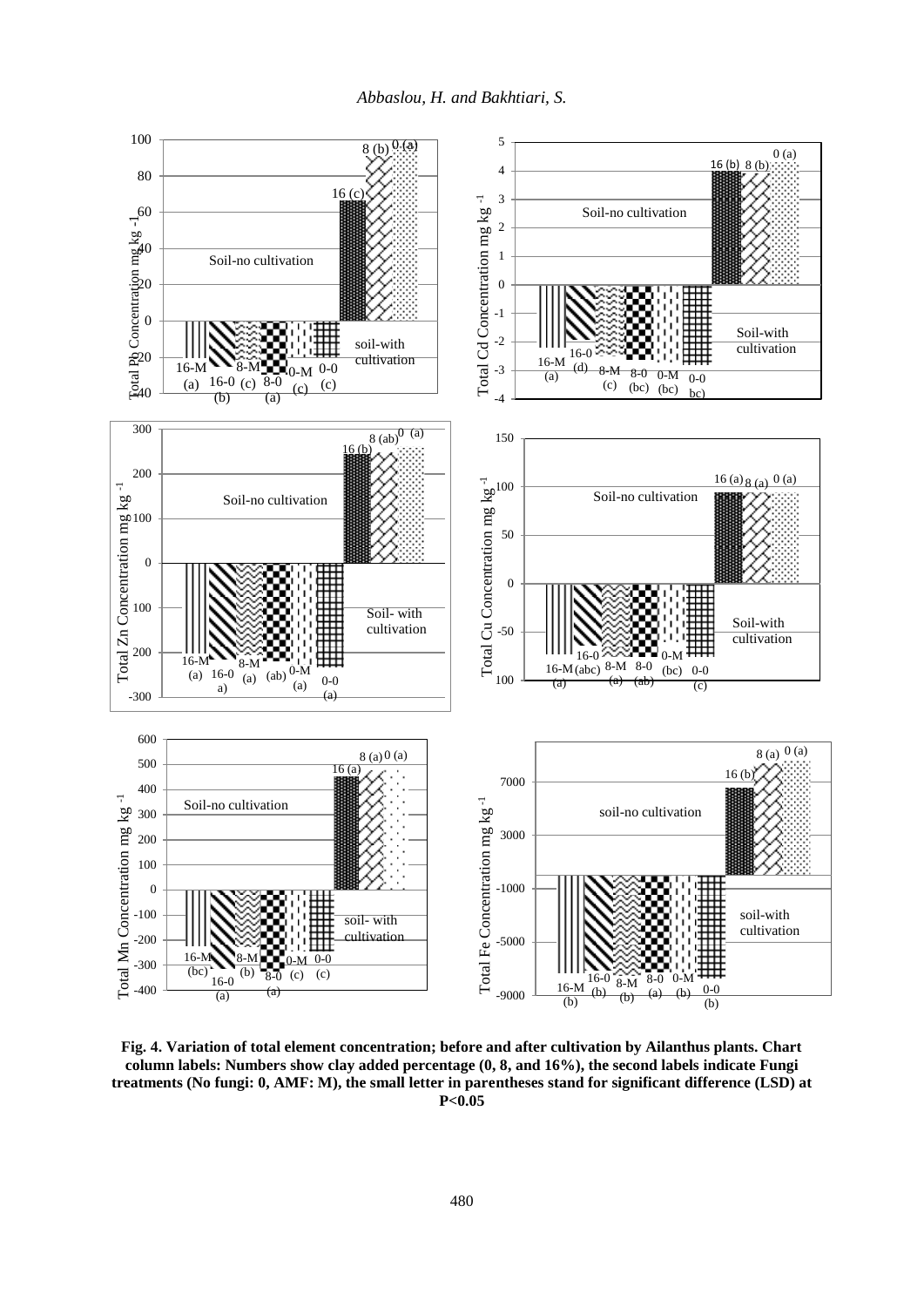**Fig. 4. Variation of total element concentration; before and after cultivation by Ailanthus plants. Chart column labels: Numbers show clay added percentage (0, 8, and 16%), the second labels indicate Fungi treatments (No fungi: 0, AMF: M), the small letter in parentheses stand for significant difference (LSD) at P<0.05**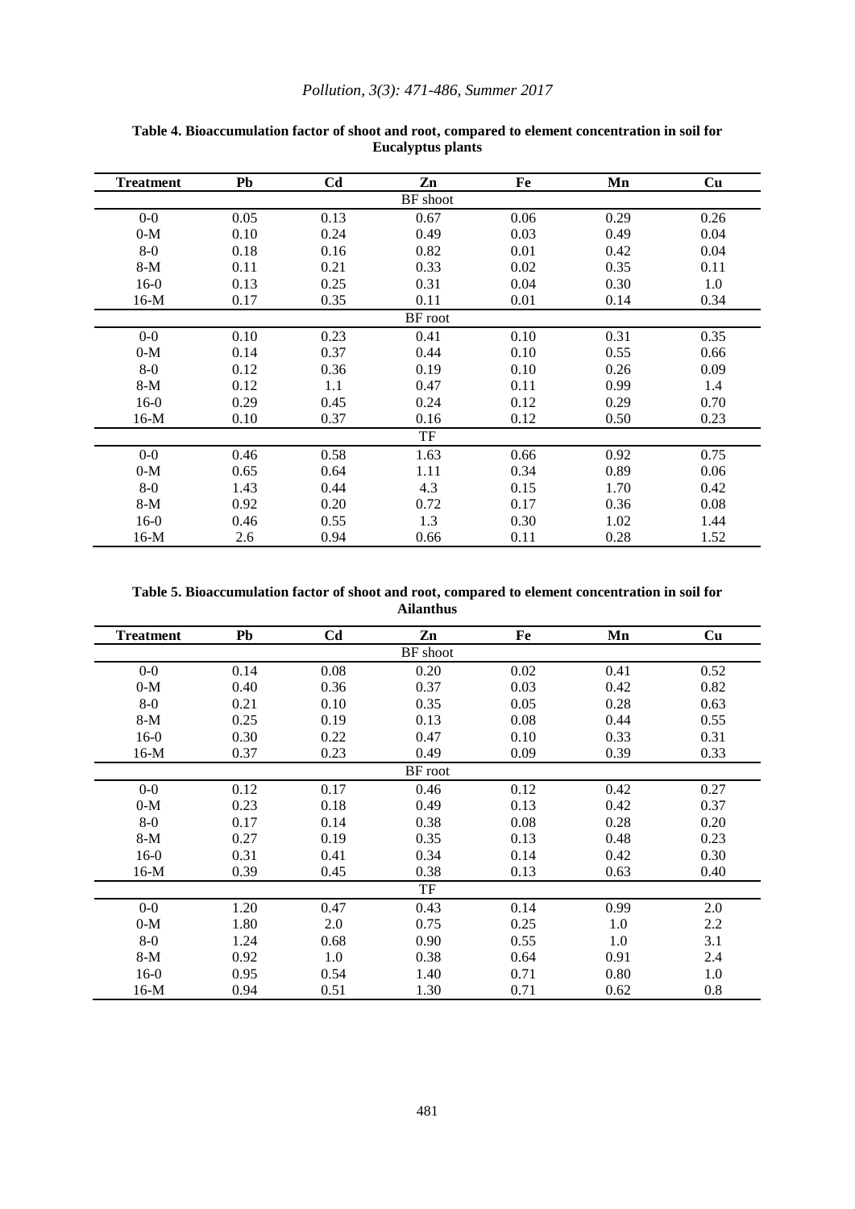**Table 4. Bioaccumulation factor of shoot and root, compared to element concentration in soil for Eucalyptus plants**

| Treatment | Pb | Cd | Zn | Fe | Mn | Cu |
|---|---|---|---|---|---|---|
| | | | BF shoot | | | |
| 0-0 | 0.05 | 0.13 | 0.67 | 0.06 | 0.29 | 0.26 |
| 0-M | 0.10 | 0.24 | 0.49 | 0.03 | 0.49 | 0.04 |
| 8-0 | 0.18 | 0.16 | 0.82 | 0.01 | 0.42 | 0.04 |
| 8-M | 0.11 | 0.21 | 0.33 | 0.02 | 0.35 | 0.11 |
| 16-0 | 0.13 | 0.25 | 0.31 | 0.04 | 0.30 | 1.0 |
| 16-M | 0.17 | 0.35 | 0.11 | 0.01 | 0.14 | 0.34 |
| | | | BF root | | | |
| 0-0 | 0.10 | 0.23 | 0.41 | 0.10 | 0.31 | 0.35 |
| 0-M | 0.14 | 0.37 | 0.44 | 0.10 | 0.55 | 0.66 |
| 8-0 | 0.12 | 0.36 | 0.19 | 0.10 | 0.26 | 0.09 |
| 8-M | 0.12 | 1.1 | 0.47 | 0.11 | 0.99 | 1.4 |
| 16-0 | 0.29 | 0.45 | 0.24 | 0.12 | 0.29 | 0.70 |
| 16-M | 0.10 | 0.37 | 0.16 | 0.12 | 0.50 | 0.23 |
| | | | TF | | | |
| 0-0 | 0.46 | 0.58 | 1.63 | 0.66 | 0.92 | 0.75 |
| 0-M | 0.65 | 0.64 | 1.11 | 0.34 | 0.89 | 0.06 |
| 8-0 | 1.43 | 0.44 | 4.3 | 0.15 | 1.70 | 0.42 |
| 8-M | 0.92 | 0.20 | 0.72 | 0.17 | 0.36 | 0.08 |
| 16-0 | 0.46 | 0.55 | 1.3 | 0.30 | 1.02 | 1.44 |
| 16-M | 2.6 | 0.94 | 0.66 | 0.11 | 0.28 | 1.52 |

**Table 5. Bioaccumulation factor of shoot and root, compared to element concentration in soil for Ailanthus**

| Treatment | Pb | Cd | Zn | Fe | Mn | Cu |
|---|---|---|---|---|---|---|
| | | | BF shoot | | | |
| 0-0 | 0.14 | 0.08 | 0.20 | 0.02 | 0.41 | 0.52 |
| 0-M | 0.40 | 0.36 | 0.37 | 0.03 | 0.42 | 0.82 |
| 8-0 | 0.21 | 0.10 | 0.35 | 0.05 | 0.28 | 0.63 |
| 8-M | 0.25 | 0.19 | 0.13 | 0.08 | 0.44 | 0.55 |
| 16-0 | 0.30 | 0.22 | 0.47 | 0.10 | 0.33 | 0.31 |
| 16-M | 0.37 | 0.23 | 0.49 | 0.09 | 0.39 | 0.33 |
| | | | BF root | | | |
| 0-0 | 0.12 | 0.17 | 0.46 | 0.12 | 0.42 | 0.27 |
| 0-M | 0.23 | 0.18 | 0.49 | 0.13 | 0.42 | 0.37 |
| 8-0 | 0.17 | 0.14 | 0.38 | 0.08 | 0.28 | 0.20 |
| 8-M | 0.27 | 0.19 | 0.35 | 0.13 | 0.48 | 0.23 |
| 16-0 | 0.31 | 0.41 | 0.34 | 0.14 | 0.42 | 0.30 |
| 16-M | 0.39 | 0.45 | 0.38 | 0.13 | 0.63 | 0.40 |
| | | | TF | | | |
| 0-0 | 1.20 | 0.47 | 0.43 | 0.14 | 0.99 | 2.0 |
| 0-M | 1.80 | 2.0 | 0.75 | 0.25 | 1.0 | 2.2 |
| 8-0 | 1.24 | 0.68 | 0.90 | 0.55 | 1.0 | 3.1 |
| 8-M | 0.92 | 1.0 | 0.38 | 0.64 | 0.91 | 2.4 |
| 16-0 | 0.95 | 0.54 | 1.40 | 0.71 | 0.80 | 1.0 |
| 16-M | 0.94 | 0.51 | 1.30 | 0.71 | 0.62 | 0.8 |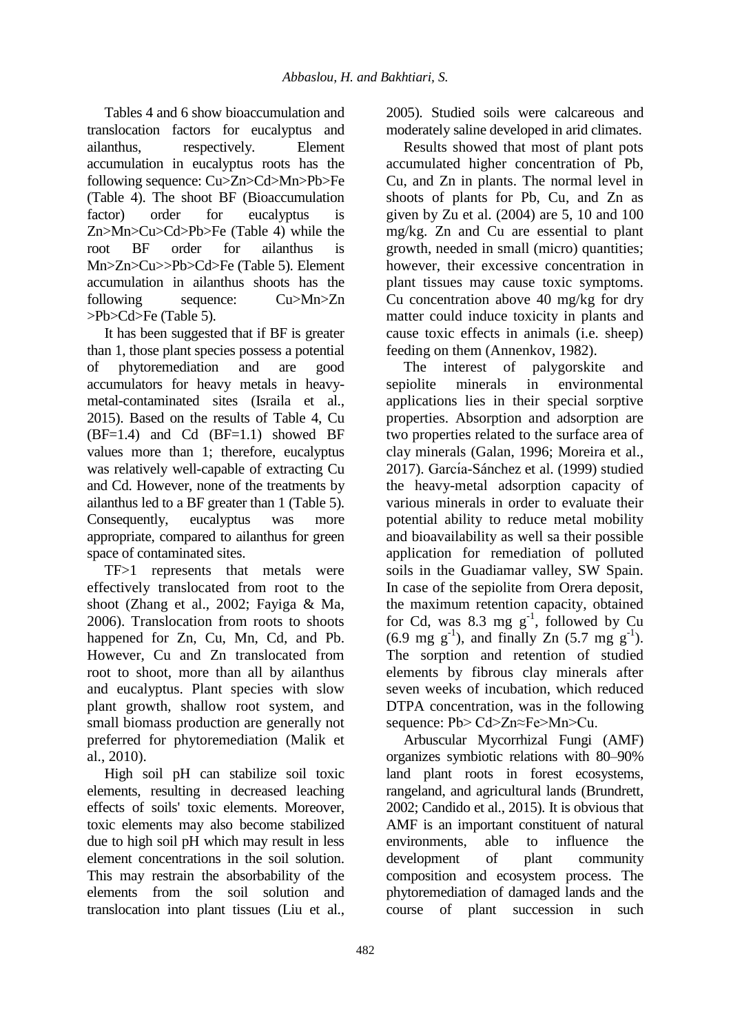Tables 4 and 6 show bioaccumulation and translocation factors for eucalyptus and ailanthus, respectively. Element accumulation in eucalyptus roots has the following sequence: Cu>Zn>Cd>Mn>Pb>Fe (Table 4). The shoot BF (Bioaccumulation factor) order for eucalyptus is Zn>Mn>Cu>Cd>Pb>Fe (Table 4) while the root BF order for ailanthus is Mn>Zn>Cu>>Pb>Cd>Fe (Table 5). Element accumulation in ailanthus shoots has the following sequence: Cu>Mn>Zn >Pb>Cd>Fe (Table 5).

It has been suggested that if BF is greater than 1, those plant species possess a potential of phytoremediation and are good accumulators for heavy metals in heavy-metal-contaminated sites (Israila et al., 2015). Based on the results of Table 4, Cu (BF=1.4) and Cd (BF=1.1) showed BF values more than 1; therefore, eucalyptus was relatively well-capable of extracting Cu and Cd. However, none of the treatments by ailanthus led to a BF greater than 1 (Table 5). Consequently, eucalyptus was more appropriate, compared to ailanthus for green space of contaminated sites.

TF>1 represents that metals were effectively translocated from root to the shoot (Zhang et al., 2002; Fayiga & Ma, 2006). Translocation from roots to shoots happened for Zn, Cu, Mn, Cd, and Pb. However, Cu and Zn translocated from root to shoot, more than all by ailanthus and eucalyptus. Plant species with slow plant growth, shallow root system, and small biomass production are generally not preferred for phytoremediation (Malik et al., 2010).

High soil pH can stabilize soil toxic elements, resulting in decreased leaching effects of soils' toxic elements. Moreover, toxic elements may also become stabilized due to high soil pH which may result in less element concentrations in the soil solution. This may restrain the absorbability of the elements from the soil solution and translocation into plant tissues (Liu et al., 2005). Studied soils were calcareous and moderately saline developed in arid climates.

Results showed that most of plant pots accumulated higher concentration of Pb, Cu, and Zn in plants. The normal level in shoots of plants for Pb, Cu, and Zn as given by Zu et al. (2004) are 5, 10 and 100 mg/kg. Zn and Cu are essential to plant growth, needed in small (micro) quantities; however, their excessive concentration in plant tissues may cause toxic symptoms. Cu concentration above 40 mg/kg for dry matter could induce toxicity in plants and cause toxic effects in animals (i.e. sheep) feeding on them (Annenkov, 1982).

The interest of palygorskite and sepiolite minerals in environmental applications lies in their special sorptive properties. Absorption and adsorption are two properties related to the surface area of clay minerals (Galan, 1996; Moreira et al., 2017). García-Sánchez et al. (1999) studied the heavy-metal adsorption capacity of various minerals in order to evaluate their potential ability to reduce metal mobility and bioavailability as well sa their possible application for remediation of polluted soils in the Guadiamar valley, SW Spain. In case of the sepiolite from Orera deposit, the maximum retention capacity, obtained for Cd, was 8.3 mg $g^{-1}$, followed by Cu (6.9 mg $g^{-1}$), and finally Zn (5.7 mg $g^{-1}$). The sorption and retention of studied elements by fibrous clay minerals after seven weeks of incubation, which reduced DTPA concentration, was in the following sequence: Pb> Cd>Zn≈Fe>Mn>Cu.

Arbuscular Mycorrhizal Fungi (AMF) organizes symbiotic relations with 80–90% land plant roots in forest ecosystems, rangeland, and agricultural lands (Brundrett, 2002; Candido et al., 2015). It is obvious that AMF is an important constituent of natural environments, able to influence the development of plant community composition and ecosystem process. The phytoremediation of damaged lands and the course of plant succession in such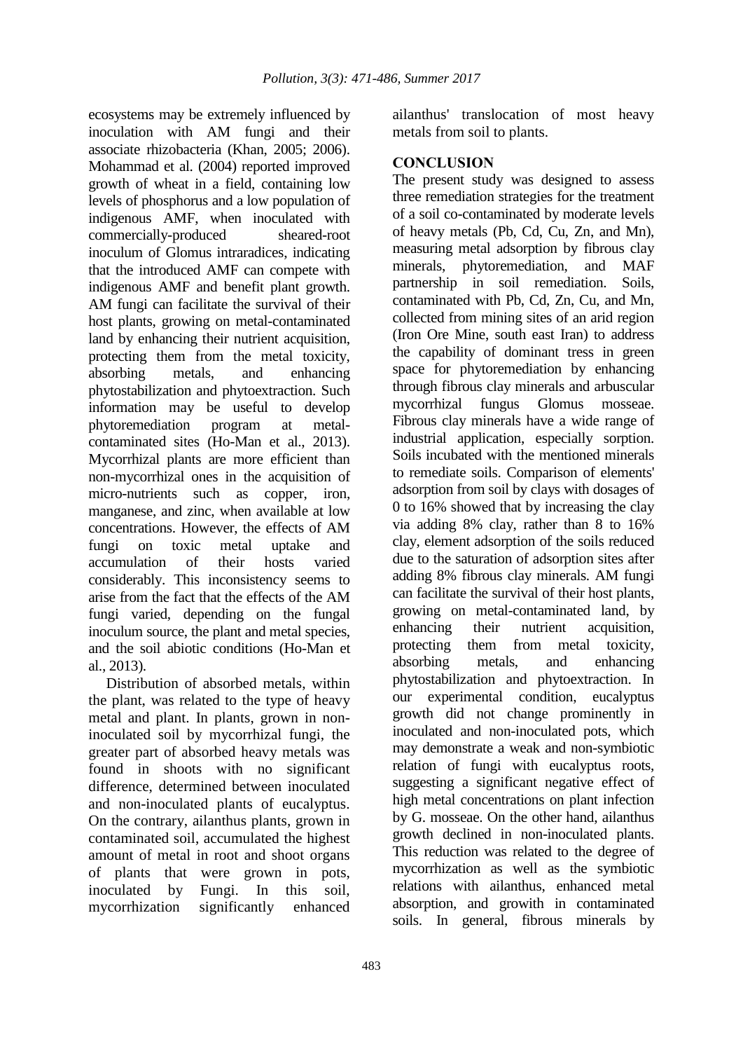ecosystems may be extremely influenced by inoculation with AM fungi and their associate rhizobacteria (Khan, 2005; 2006). Mohammad et al. (2004) reported improved growth of wheat in a field, containing low levels of phosphorus and a low population of indigenous AMF, when inoculated with commercially-produced sheared-root inoculum of Glomus intraradices, indicating that the introduced AMF can compete with indigenous AMF and benefit plant growth. AM fungi can facilitate the survival of their host plants, growing on metal-contaminated land by enhancing their nutrient acquisition, protecting them from the metal toxicity, absorbing metals, and enhancing phytostabilization and phytoextraction. Such information may be useful to develop phytoremediation program at metal-contaminated sites (Ho-Man et al., 2013). Mycorrhizal plants are more efficient than non-mycorrhizal ones in the acquisition of micro-nutrients such as copper, iron, manganese, and zinc, when available at low concentrations. However, the effects of AM fungi on toxic metal uptake and accumulation of their hosts varied considerably. This inconsistency seems to arise from the fact that the effects of the AM fungi varied, depending on the fungal inoculum source, the plant and metal species, and the soil abiotic conditions (Ho-Man et al., 2013).

Distribution of absorbed metals, within the plant, was related to the type of heavy metal and plant. In plants, grown in non-inoculated soil by mycorrhizal fungi, the greater part of absorbed heavy metals was found in shoots with no significant difference, determined between inoculated and non-inoculated plants of eucalyptus. On the contrary, ailanthus plants, grown in contaminated soil, accumulated the highest amount of metal in root and shoot organs of plants that were grown in pots, inoculated by Fungi. In this soil, mycorrhization significantly enhanced ailanthus' translocation of most heavy metals from soil to plants.

## CONCLUSION

The present study was designed to assess three remediation strategies for the treatment of a soil co-contaminated by moderate levels of heavy metals (Pb, Cd, Cu, Zn, and Mn), measuring metal adsorption by fibrous clay minerals, phytoremediation, and MAF partnership in soil remediation. Soils, contaminated with Pb, Cd, Zn, Cu, and Mn, collected from mining sites of an arid region (Iron Ore Mine, south east Iran) to address the capability of dominant tress in green space for phytoremediation by enhancing through fibrous clay minerals and arbuscular mycorrhizal fungus Glomus mosseae. Fibrous clay minerals have a wide range of industrial application, especially sorption. Soils incubated with the mentioned minerals to remediate soils. Comparison of elements' adsorption from soil by clays with dosages of 0 to 16% showed that by increasing the clay via adding 8% clay, rather than 8 to 16% clay, element adsorption of the soils reduced due to the saturation of adsorption sites after adding 8% fibrous clay minerals. AM fungi can facilitate the survival of their host plants, growing on metal-contaminated land, by enhancing their nutrient acquisition, protecting them from metal toxicity, absorbing metals, and enhancing phytostabilization and phytoextraction. In our experimental condition, eucalyptus growth did not change prominently in inoculated and non-inoculated pots, which may demonstrate a weak and non-symbiotic relation of fungi with eucalyptus roots, suggesting a significant negative effect of high metal concentrations on plant infection by G. mosseae. On the other hand, ailanthus growth declined in non-inoculated plants. This reduction was related to the degree of mycorrhization as well as the symbiotic relations with ailanthus, enhanced metal absorption, and growith in contaminated soils. In general, fibrous minerals by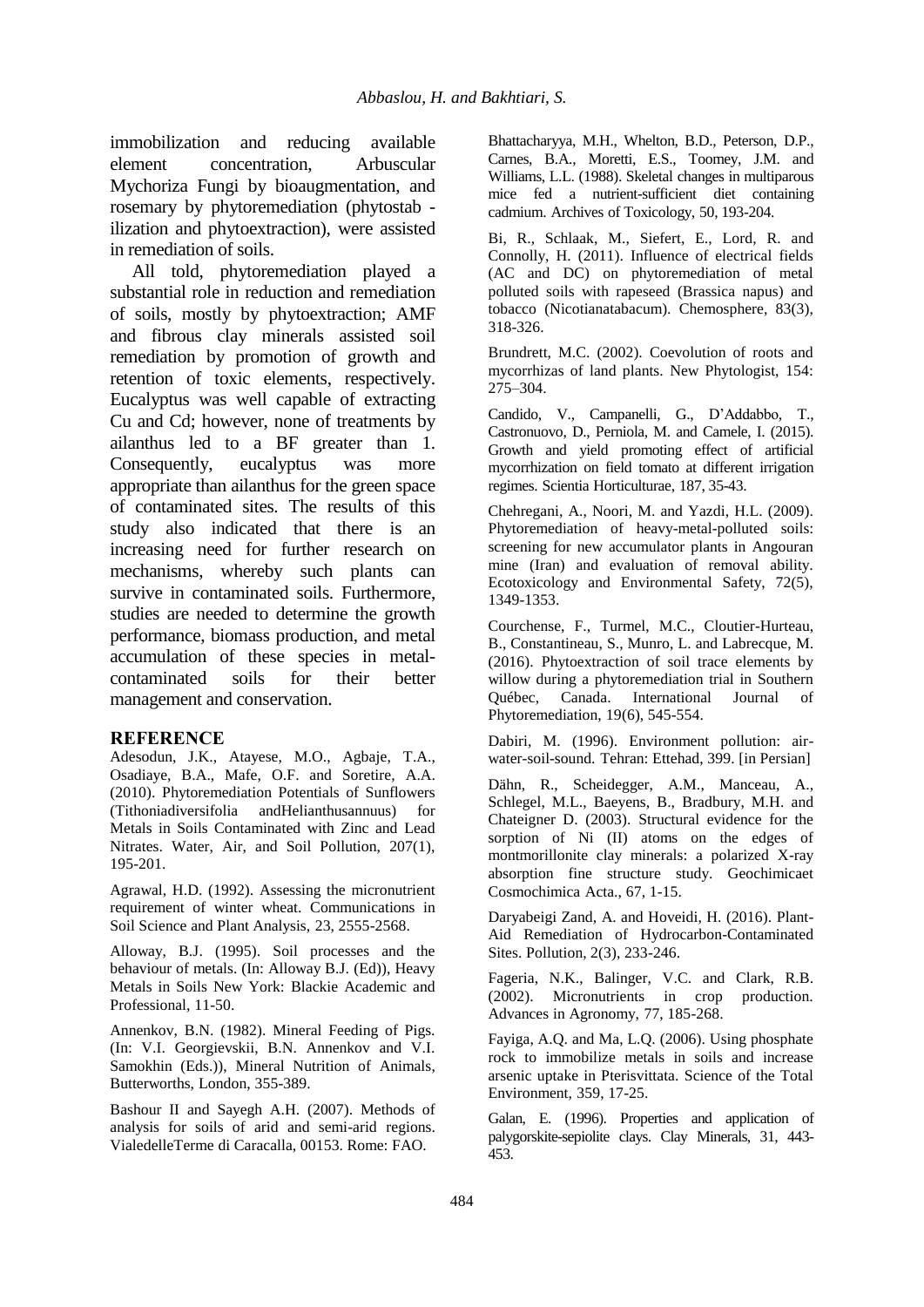immobilization and reducing available element concentration, Arbuscular Mychoriza Fungi by bioaugmentation, and rosemary by phytoremediation (phytostab - ilization and phytoextraction), were assisted in remediation of soils.

All told, phytoremediation played a substantial role in reduction and remediation of soils, mostly by phytoextraction; AMF and fibrous clay minerals assisted soil remediation by promotion of growth and retention of toxic elements, respectively. Eucalyptus was well capable of extracting Cu and Cd; however, none of treatments by ailanthus led to a BF greater than 1. Consequently, eucalyptus was more appropriate than ailanthus for the green space of contaminated sites. The results of this study also indicated that there is an increasing need for further research on mechanisms, whereby such plants can survive in contaminated soils. Furthermore, studies are needed to determine the growth performance, biomass production, and metal accumulation of these species in metal-contaminated soils for their better management and conservation.

## REFERENCE

Adesodun, J.K., Atayese, M.O., Agbaje, T.A., Osadiaye, B.A., Mafe, O.F. and Soretire, A.A. (2010). Phytoremediation Potentials of Sunflowers (Tithoniadiversifolia andHelianthusannuus) for Metals in Soils Contaminated with Zinc and Lead Nitrates. Water, Air, and Soil Pollution, 207(1), 195-201.

Agrawal, H.D. (1992). Assessing the micronutrient requirement of winter wheat. Communications in Soil Science and Plant Analysis, 23, 2555-2568.

Alloway, B.J. (1995). Soil processes and the behaviour of metals. (In: Alloway B.J. (Ed)), Heavy Metals in Soils New York: Blackie Academic and Professional, 11-50.

Annenkov, B.N. (1982). Mineral Feeding of Pigs. (In: V.I. Georgievskii, B.N. Annenkov and V.I. Samokhin (Eds.)), Mineral Nutrition of Animals, Butterworths, London, 355-389.

Bashour II and Sayegh A.H. (2007). Methods of analysis for soils of arid and semi-arid regions. VialedelleTerme di Caracalla, 00153. Rome: FAO.

Bhattacharyya, M.H., Whelton, B.D., Peterson, D.P., Carnes, B.A., Moretti, E.S., Toomey, J.M. and Williams, L.L. (1988). Skeletal changes in multiparous mice fed a nutrient-sufficient diet containing cadmium. Archives of Toxicology, 50, 193-204.

Bi, R., Schlaak, M., Siefert, E., Lord, R. and Connolly, H. (2011). Influence of electrical fields (AC and DC) on phytoremediation of metal polluted soils with rapeseed (Brassica napus) and tobacco (Nicotianatabacum). Chemosphere, 83(3), 318-326.

Brundrett, M.C. (2002). Coevolution of roots and mycorrhizas of land plants. New Phytologist, 154: 275–304.

Candido, V., Campanelli, G., D'Addabbo, T., Castronuovo, D., Perniola, M. and Camele, I. (2015). Growth and yield promoting effect of artificial mycorrhization on field tomato at different irrigation regimes. Scientia Horticulturae, 187, 35-43.

Chehregani, A., Noori, M. and Yazdi, H.L. (2009). Phytoremediation of heavy-metal-polluted soils: screening for new accumulator plants in Angouran mine (Iran) and evaluation of removal ability. Ecotoxicology and Environmental Safety, 72(5), 1349-1353.

Courchense, F., Turmel, M.C., Cloutier-Hurteau, B., Constantineau, S., Munro, L. and Labrecque, M. (2016). Phytoextraction of soil trace elements by willow during a phytoremediation trial in Southern Québec, Canada. International Journal of Phytoremediation, 19(6), 545-554.

Dabiri, M. (1996). Environment pollution: air-water-soil-sound. Tehran: Ettehad, 399. [in Persian]

Dähn, R., Scheidegger, A.M., Manceau, A., Schlegel, M.L., Baeyens, B., Bradbury, M.H. and Chateigner D. (2003). Structural evidence for the sorption of Ni (II) atoms on the edges of montmorillonite clay minerals: a polarized X-ray absorption fine structure study. Geochimicaet Cosmochimica Acta., 67, 1-15.

Daryabeigi Zand, A. and Hoveidi, H. (2016). Plant-Aid Remediation of Hydrocarbon-Contaminated Sites. Pollution, 2(3), 233-246.

Fageria, N.K., Balinger, V.C. and Clark, R.B. (2002). Micronutrients in crop production. Advances in Agronomy, 77, 185-268.

Fayiga, A.Q. and Ma, L.Q. (2006). Using phosphate rock to immobilize metals in soils and increase arsenic uptake in Pterisvittata. Science of the Total Environment, 359, 17-25.

Galan, E. (1996). Properties and application of palygorskite-sepiolite clays. Clay Minerals, 31, 443-453.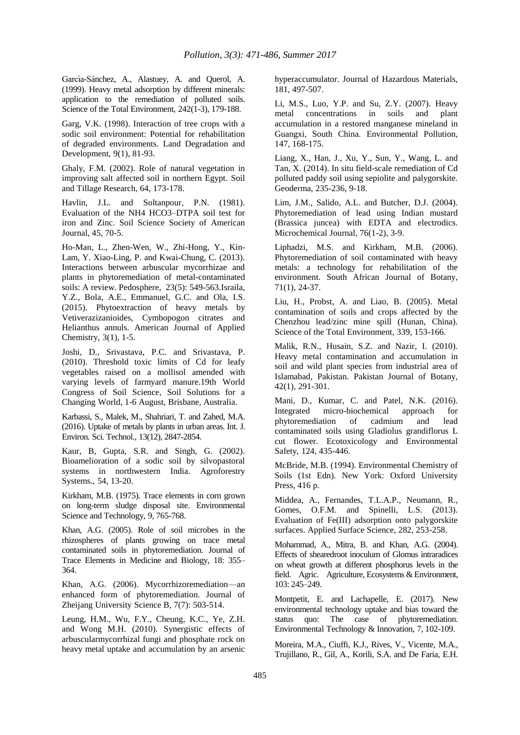García-Sánchez, A., Alastuey, A. and Querol, A. (1999). Heavy metal adsorption by different minerals: application to the remediation of polluted soils. Science of the Total Environment, 242(1-3), 179-188.

Garg, V.K. (1998). Interaction of tree crops with a sodic soil environment: Potential for rehabilitation of degraded environments. Land Degradation and Development, 9(1), 81-93.

Ghaly, F.M. (2002). Role of natural vegetation in improving salt affected soil in northern Egypt. Soil and Tillage Research, 64, 173-178.

Havlin, J.L. and Soltanpour, P.N. (1981). Evaluation of the NH4 HCO3–DTPA soil test for iron and Zinc. Soil Science Society of American Journal, 45, 70-5.

Ho-Man, L., Zhen-Wen, W., Zhi-Hong, Y., Kin-Lam, Y. Xiao-Ling, P. and Kwai-Chung, C. (2013). Interactions between arbuscular mycorrhizae and plants in phytoremediation of metal-contaminated soils: A review. Pedosphere, 23(5): 549-563.Israila, Y.Z., Bola, A.E., Emmanuel, G.C. and Ola, I.S. (2015). Phytoextraction of heavy metals by Vetiverazizanioides, Cymbopogon citrates and Helianthus annuls. American Journal of Applied Chemistry, 3(1), 1-5.

Joshi, D., Srivastava, P.C. and Srivastava, P. (2010). Threshold toxic limits of Cd for leafy vegetables raised on a mollisol amended with varying levels of farmyard manure.19th World Congress of Soil Science, Soil Solutions for a Changing World, 1-6 August, Brisbane, Australia.

Karbassi, S., Malek, M., Shahriari, T. and Zahed, M.A. (2016). Uptake of metals by plants in urban areas. Int. J. Environ. Sci. Technol., 13(12), 2847-2854.

Kaur, B, Gupta, S.R. and Singh, G. (2002). Bioamelioration of a sodic soil by silvopastoral systems in northwestern India. Agroforestry Systems., 54, 13-20.

Kirkham, M.B. (1975). Trace elements in corn grown on long-term sludge disposal site. Environmental Science and Technology, 9, 765-768.

Khan, A.G. (2005). Role of soil microbes in the rhizospheres of plants growing on trace metal contaminated soils in phytoremediation. Journal of Trace Elements in Medicine and Biology, 18: 355–364.

Khan, A.G. (2006). Mycorrhizoremediation—an enhanced form of phytoremediation. Journal of Zheijang University Science B, 7(7): 503-514.

Leung, H.M., Wu, F.Y., Cheung, K.C., Ye, Z.H. and Wong M.H. (2010). Synergistic effects of arbuscularmycorrhizal fungi and phosphate rock on heavy metal uptake and accumulation by an arsenic hyperaccumulator. Journal of Hazardous Materials, 181, 497-507.

Li, M.S., Luo, Y.P. and Su, Z.Y. (2007). Heavy metal concentrations in soils and plant accumulation in a restored manganese mineland in Guangxi, South China. Environmental Pollution, 147, 168-175.

Liang, X., Han, J., Xu, Y., Sun, Y., Wang, L. and Tan, X. (2014). In situ field-scale remediation of Cd polluted paddy soil using sepiolite and palygorskite. Geoderma, 235-236, 9-18.

Lim, J.M., Salido, A.L. and Butcher, D.J. (2004). Phytoremediation of lead using Indian mustard (Brassica juncea) with EDTA and electrodics. Microchemical Journal, 76(1-2), 3-9.

Liphadzi, M.S. and Kirkham, M.B. (2006). Phytoremediation of soil contaminated with heavy metals: a technology for rehabilitation of the environment. South African Journal of Botany, 71(1), 24-37.

Liu, H., Probst, A. and Liao, B. (2005). Metal contamination of soils and crops affected by the Chenzhou lead/zinc mine spill (Hunan, China). Science of the Total Environment, 339, 153-166.

Malik, R.N., Husain, S.Z. and Nazir, I. (2010). Heavy metal contamination and accumulation in soil and wild plant species from industrial area of Islamabad, Pakistan. Pakistan Journal of Botany, 42(1), 291-301.

Mani, D., Kumar, C. and Patel, N.K. (2016). Integrated micro-biochemical approach for phytoremediation of cadmium and lead contaminated soils using Gladiolus grandiflorus L cut flower. Ecotoxicology and Environmental Safety, 124, 435-446.

McBride, M.B. (1994). Environmental Chemistry of Soils (1st Edn). New York: Oxford University Press, 416 p.

Middea, A., Fernandes, T.L.A.P., Neumann, R., Gomes, O.F.M. and Spinelli, L.S. (2013). Evaluation of Fe(III) adsorption onto palygorskite surfaces. Applied Surface Science, 282, 253-258.

Mohammad, A., Mitra, B. and Khan, A.G. (2004). Effects of shearedroot inoculum of Glomus intraradices on wheat growth at different phosphorus levels in the field. Agric. Agriculture, Ecosystems & Environment, 103: 245–249.

Montpetit, E. and Lachapelle, E. (2017). New environmental technology uptake and bias toward the status quo: The case of phytoremediation. Environmental Technology & Innovation, 7, 102-109.

Moreira, M.A., Ciuffi, K.J., Rives, V., Vicente, M.A., Trujillano, R., Gil, A., Korili, S.A. and De Faria, E.H.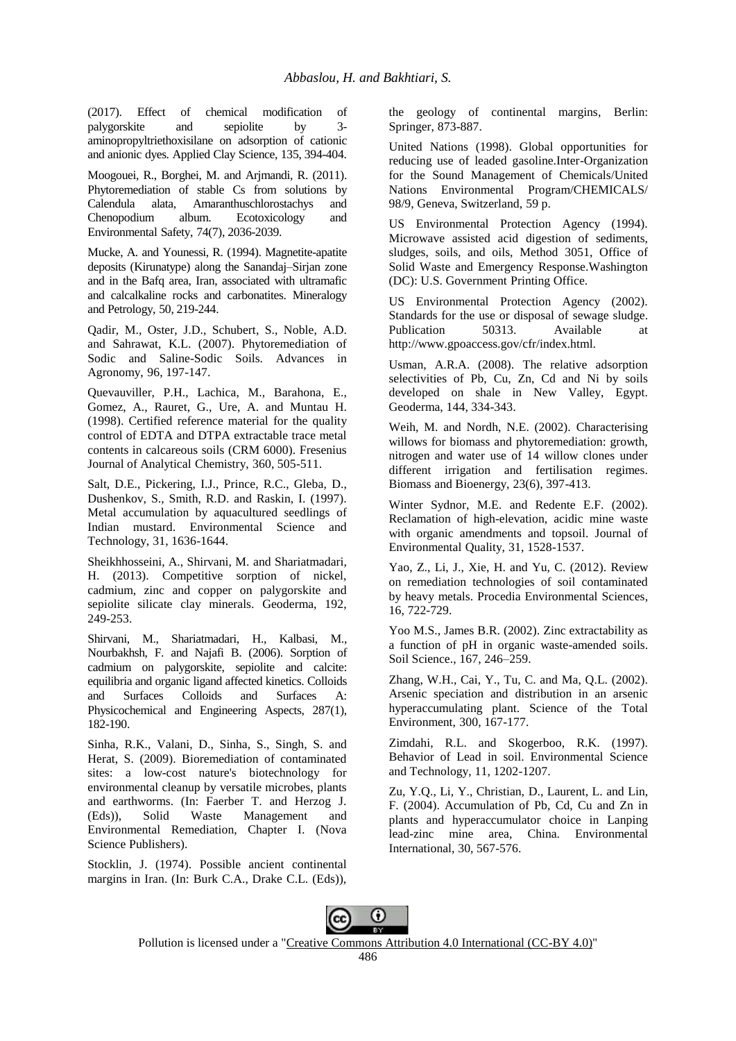(2017). Effect of chemical modification of palygorskite and sepiolite by 3-aminopropyltriethoxisilane on adsorption of cationic and anionic dyes. Applied Clay Science, 135, 394-404.

Moogouei, R., Borghei, M. and Arjmandi, R. (2011). Phytoremediation of stable Cs from solutions by Calendula alata, Amaranthuschlorostachys and Chenopodium album. Ecotoxicology and Environmental Safety, 74(7), 2036-2039.

Mucke, A. and Younessi, R. (1994). Magnetite-apatite deposits (Kirunatype) along the Sanandaj–Sirjan zone and in the Bafq area, Iran, associated with ultramafic and calcalkaline rocks and carbonatites. Mineralogy and Petrology, 50, 219-244.

Qadir, M., Oster, J.D., Schubert, S., Noble, A.D. and Sahrawat, K.L. (2007). Phytoremediation of Sodic and Saline-Sodic Soils. Advances in Agronomy, 96, 197-147.

Quevauviller, P.H., Lachica, M., Barahona, E., Gomez, A., Rauret, G., Ure, A. and Muntau H. (1998). Certified reference material for the quality control of EDTA and DTPA extractable trace metal contents in calcareous soils (CRM 6000). Fresenius Journal of Analytical Chemistry, 360, 505-511.

Salt, D.E., Pickering, I.J., Prince, R.C., Gleba, D., Dushenkov, S., Smith, R.D. and Raskin, I. (1997). Metal accumulation by aquacultured seedlings of Indian mustard. Environmental Science and Technology, 31, 1636-1644.

Sheikhhosseini, A., Shirvani, M. and Shariatmadari, H. (2013). Competitive sorption of nickel, cadmium, zinc and copper on palygorskite and sepiolite silicate clay minerals. Geoderma, 192, 249-253.

Shirvani, M., Shariatmadari, H., Kalbasi, M., Nourbakhsh, F. and Najafi B. (2006). Sorption of cadmium on palygorskite, sepiolite and calcite: equilibria and organic ligand affected kinetics. Colloids and Surfaces Colloids and Surfaces A: Physicochemical and Engineering Aspects, 287(1), 182-190.

Sinha, R.K., Valani, D., Sinha, S., Singh, S. and Herat, S. (2009). Bioremediation of contaminated sites: a low-cost nature's biotechnology for environmental cleanup by versatile microbes, plants and earthworms. (In: Faerber T. and Herzog J. (Eds)), Solid Waste Management and Environmental Remediation, Chapter I. (Nova Science Publishers).

Stocklin, J. (1974). Possible ancient continental margins in Iran. (In: Burk C.A., Drake C.L. (Eds)), the geology of continental margins, Berlin: Springer, 873-887.

United Nations (1998). Global opportunities for reducing use of leaded gasoline.Inter-Organization for the Sound Management of Chemicals/United Nations Environmental Program/CHEMICALS/ 98/9, Geneva, Switzerland, 59 p.

US Environmental Protection Agency (1994). Microwave assisted acid digestion of sediments, sludges, soils, and oils, Method 3051, Office of Solid Waste and Emergency Response.Washington (DC): U.S. Government Printing Office.

US Environmental Protection Agency (2002). Standards for the use or disposal of sewage sludge. Publication 50313. Available at http://www.gpoaccess.gov/cfr/index.html.

Usman, A.R.A. (2008). The relative adsorption selectivities of Pb, Cu, Zn, Cd and Ni by soils developed on shale in New Valley, Egypt. Geoderma, 144, 334-343.

Weih, M. and Nordh, N.E. (2002). Characterising willows for biomass and phytoremediation: growth, nitrogen and water use of 14 willow clones under different irrigation and fertilisation regimes. Biomass and Bioenergy, 23(6), 397-413.

Winter Sydnor, M.E. and Redente E.F. (2002). Reclamation of high-elevation, acidic mine waste with organic amendments and topsoil. Journal of Environmental Quality, 31, 1528-1537.

Yao, Z., Li, J., Xie, H. and Yu, C. (2012). Review on remediation technologies of soil contaminated by heavy metals. Procedia Environmental Sciences, 16, 722-729.

Yoo M.S., James B.R. (2002). Zinc extractability as a function of pH in organic waste-amended soils. Soil Science., 167, 246–259.

Zhang, W.H., Cai, Y., Tu, C. and Ma, Q.L. (2002). Arsenic speciation and distribution in an arsenic hyperaccumulating plant. Science of the Total Environment, 300, 167-177.

Zimdahi, R.L. and Skogerboo, R.K. (1997). Behavior of Lead in soil. Environmental Science and Technology, 11, 1202-1207.

Zu, Y.Q., Li, Y., Christian, D., Laurent, L. and Lin, F. (2004). Accumulation of Pb, Cd, Cu and Zn in plants and hyperaccumulator choice in Lanping lead-zinc mine area, China. Environmental International, 30, 567-576.

Pollution is licensed under a "Creative Commons Attribution 4.0 International (CC-BY 4.0)"